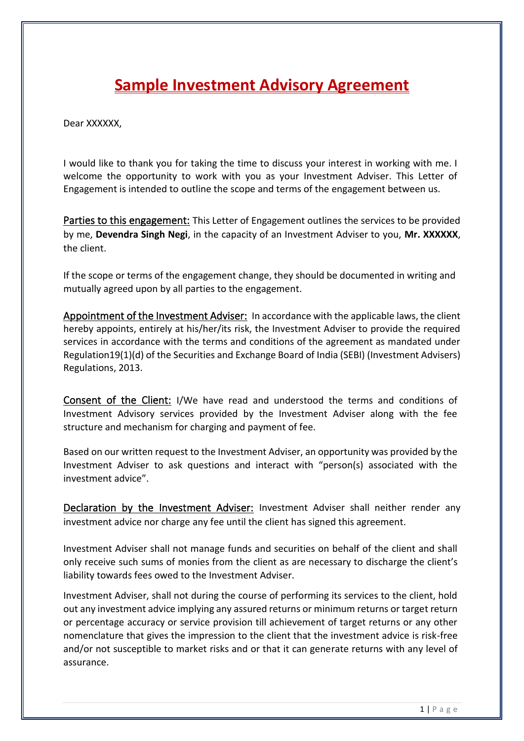# Sample Investment Advisory Agreement

Dear XXXXXX,

I would like to thank you for taking the time to discuss your interest in working with me. I welcome the opportunity to work with you as your Investment Adviser. This Letter of Engagement is intended to outline the scope and terms of the engagement between us.

Parties to this engagement: This Letter of Engagement outlines the services to be provided by me, **Devendra Singh Negi**, in the capacity of an Investment Adviser to you, **Mr. XXXXXX**, the client.

If the scope or terms of the engagement change, they should be documented in writing and mutually agreed upon by all parties to the engagement.

Appointment of the Investment Adviser: In accordance with the applicable laws, the client hereby appoints, entirely at his/her/its risk, the Investment Adviser to provide the required services in accordance with the terms and conditions of the agreement as mandated under Regulation19(1)(d) of the Securities and Exchange Board of India (SEBI) (Investment Advisers) Regulations, 2013.

Consent of the Client: I/We have read and understood the terms and conditions of Investment Advisory services provided by the Investment Adviser along with the fee structure and mechanism for charging and payment of fee.

Based on our written request to the Investment Adviser, an opportunity was provided by the Investment Adviser to ask questions and interact with "person(s) associated with the investment advice".

Declaration by the Investment Adviser: Investment Adviser shall neither render any investment advice nor charge any fee until the client has signed this agreement.

Investment Adviser shall not manage funds and securities on behalf of the client and shall only receive such sums of monies from the client as are necessary to discharge the client's liability towards fees owed to the Investment Adviser.

Investment Adviser, shall not during the course of performing its services to the client, hold out any investment advice implying any assured returns or minimum returns or target return or percentage accuracy or service provision till achievement of target returns or any other nomenclature that gives the impression to the client that the investment advice is risk-free and/or not susceptible to market risks and or that it can generate returns with any level of assurance.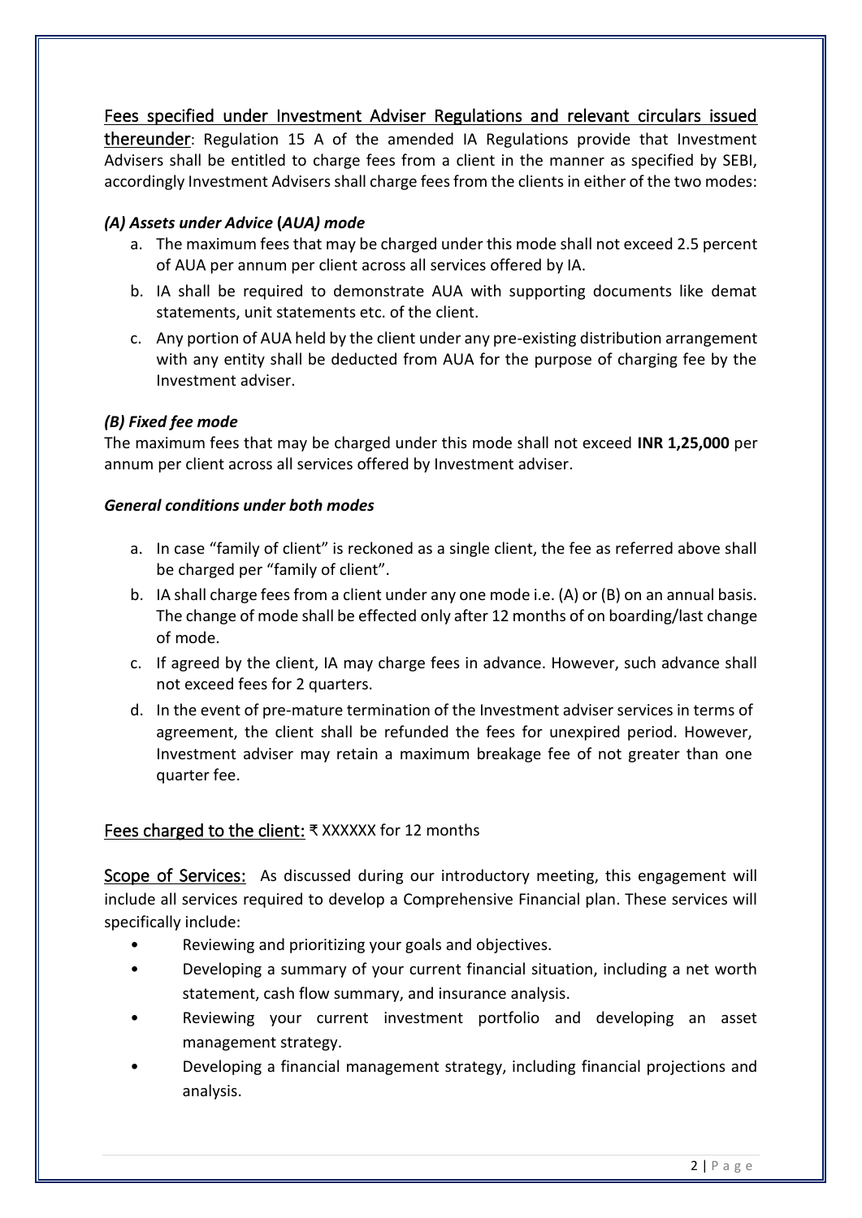Fees specified under Investment Adviser Regulations and relevant circulars issued thereunder: Regulation 15 A of the amended IA Regulations provide that Investment Advisers shall be entitled to charge fees from a client in the manner as specified by SEBI, accordingly Investment Advisers shall charge fees from the clients in either of the two modes:

### *(A) Assets under Advice (AUA) mode*

a. The maximum fees that may be charged under this mode shall not exceed 2.5 percent of AUA per annum per client across all services offered by IA.
b. IA shall be required to demonstrate AUA with supporting documents like demat statements, unit statements etc. of the client.
c. Any portion of AUA held by the client under any pre-existing distribution arrangement with any entity shall be deducted from AUA for the purpose of charging fee by the Investment adviser.

### *(B) Fixed fee mode*

The maximum fees that may be charged under this mode shall not exceed **INR 1,25,000** per annum per client across all services offered by Investment adviser.

### *General conditions under both modes*

a. In case "family of client" is reckoned as a single client, the fee as referred above shall be charged per "family of client".
b. IA shall charge fees from a client under any one mode i.e. (A) or (B) on an annual basis. The change of mode shall be effected only after 12 months of on boarding/last change of mode.
c. If agreed by the client, IA may charge fees in advance. However, such advance shall not exceed fees for 2 quarters.
d. In the event of pre-mature termination of the Investment adviser services in terms of agreement, the client shall be refunded the fees for unexpired period. However, Investment adviser may retain a maximum breakage fee of not greater than one quarter fee.

Fees charged to the client: ₹ XXXXXX for 12 months

Scope of Services: As discussed during our introductory meeting, this engagement will include all services required to develop a Comprehensive Financial plan. These services will specifically include:

- Reviewing and prioritizing your goals and objectives.
- Developing a summary of your current financial situation, including a net worth statement, cash flow summary, and insurance analysis.
- Reviewing your current investment portfolio and developing an asset management strategy.
- Developing a financial management strategy, including financial projections and analysis.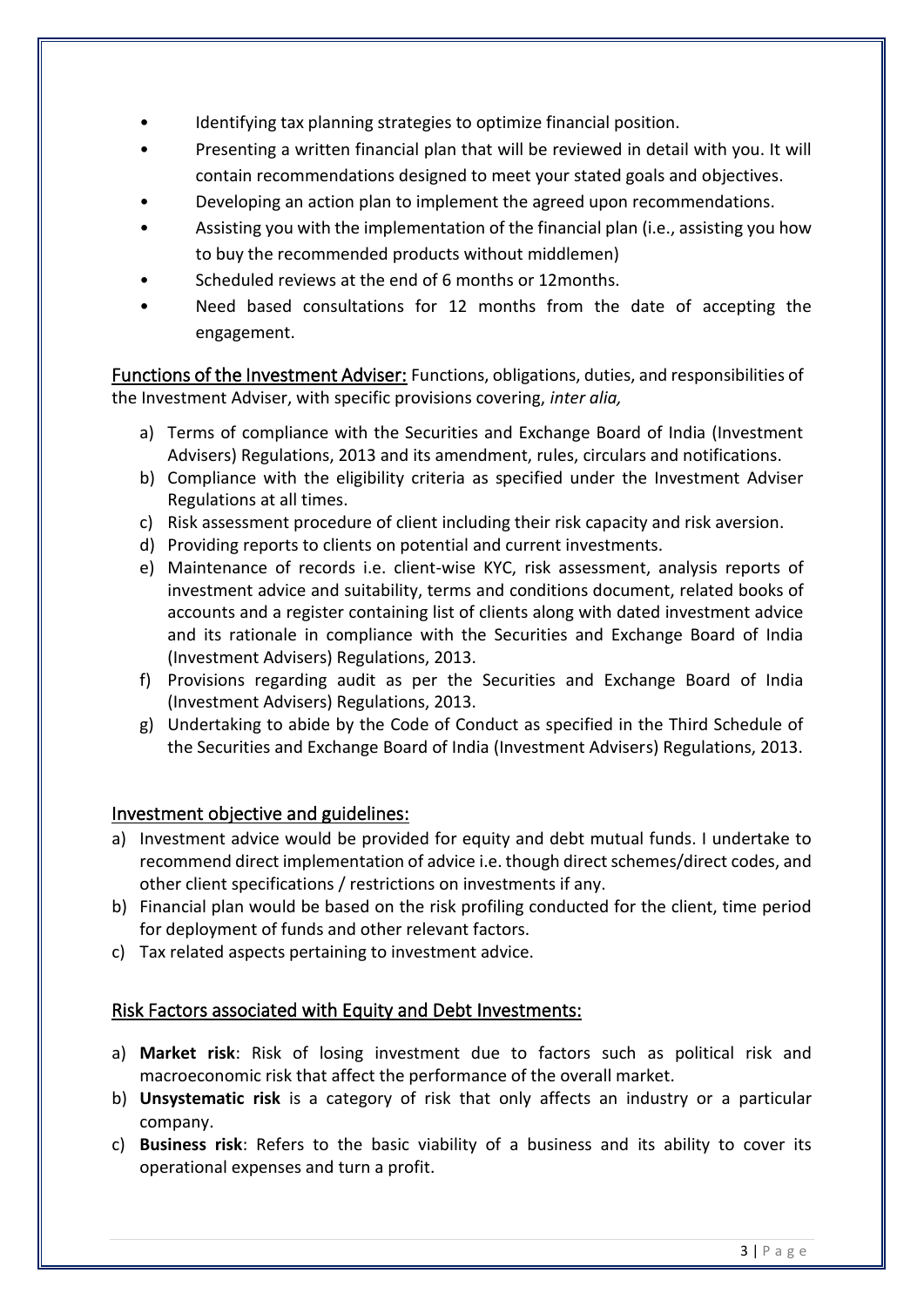- Identifying tax planning strategies to optimize financial position.
- Presenting a written financial plan that will be reviewed in detail with you. It will contain recommendations designed to meet your stated goals and objectives.
- Developing an action plan to implement the agreed upon recommendations.
- Assisting you with the implementation of the financial plan (i.e., assisting you how to buy the recommended products without middlemen)
- Scheduled reviews at the end of 6 months or 12months.
- Need based consultations for 12 months from the date of accepting the engagement.

Functions of the Investment Adviser: Functions, obligations, duties, and responsibilities of the Investment Adviser, with specific provisions covering, *inter alia,*

a) Terms of compliance with the Securities and Exchange Board of India (Investment Advisers) Regulations, 2013 and its amendment, rules, circulars and notifications.
b) Compliance with the eligibility criteria as specified under the Investment Adviser Regulations at all times.
c) Risk assessment procedure of client including their risk capacity and risk aversion.
d) Providing reports to clients on potential and current investments.
e) Maintenance of records i.e. client-wise KYC, risk assessment, analysis reports of investment advice and suitability, terms and conditions document, related books of accounts and a register containing list of clients along with dated investment advice and its rationale in compliance with the Securities and Exchange Board of India (Investment Advisers) Regulations, 2013.
f) Provisions regarding audit as per the Securities and Exchange Board of India (Investment Advisers) Regulations, 2013.
g) Undertaking to abide by the Code of Conduct as specified in the Third Schedule of the Securities and Exchange Board of India (Investment Advisers) Regulations, 2013.

## Investment objective and guidelines:

a) Investment advice would be provided for equity and debt mutual funds. I undertake to recommend direct implementation of advice i.e. though direct schemes/direct codes, and other client specifications / restrictions on investments if any.
b) Financial plan would be based on the risk profiling conducted for the client, time period for deployment of funds and other relevant factors.
c) Tax related aspects pertaining to investment advice.

## Risk Factors associated with Equity and Debt Investments:

a) **Market risk**: Risk of losing investment due to factors such as political risk and macroeconomic risk that affect the performance of the overall market.
b) **Unsystematic risk** is a category of risk that only affects an industry or a particular company.
c) **Business risk**: Refers to the basic viability of a business and its ability to cover its operational expenses and turn a profit.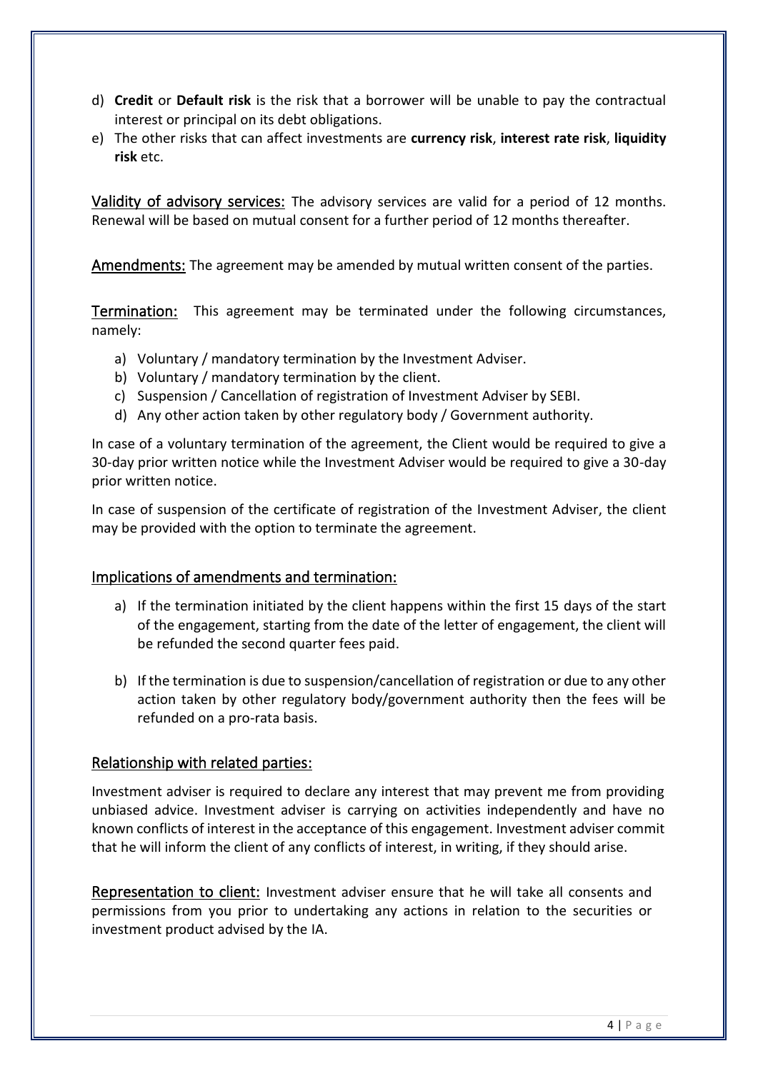d) **Credit** or **Default risk** is the risk that a borrower will be unable to pay the contractual interest or principal on its debt obligations.
e) The other risks that can affect investments are **currency risk**, **interest rate risk**, **liquidity risk** etc.

Validity of advisory services: The advisory services are valid for a period of 12 months. Renewal will be based on mutual consent for a further period of 12 months thereafter.

Amendments: The agreement may be amended by mutual written consent of the parties.

Termination: This agreement may be terminated under the following circumstances, namely:

a) Voluntary / mandatory termination by the Investment Adviser.
b) Voluntary / mandatory termination by the client.
c) Suspension / Cancellation of registration of Investment Adviser by SEBI.
d) Any other action taken by other regulatory body / Government authority.

In case of a voluntary termination of the agreement, the Client would be required to give a 30-day prior written notice while the Investment Adviser would be required to give a 30-day prior written notice.

In case of suspension of the certificate of registration of the Investment Adviser, the client may be provided with the option to terminate the agreement.

## Implications of amendments and termination:

a) If the termination initiated by the client happens within the first 15 days of the start of the engagement, starting from the date of the letter of engagement, the client will be refunded the second quarter fees paid.

b) If the termination is due to suspension/cancellation of registration or due to any other action taken by other regulatory body/government authority then the fees will be refunded on a pro-rata basis.

## Relationship with related parties:

Investment adviser is required to declare any interest that may prevent me from providing unbiased advice. Investment adviser is carrying on activities independently and have no known conflicts of interest in the acceptance of this engagement. Investment adviser commit that he will inform the client of any conflicts of interest, in writing, if they should arise.

Representation to client: Investment adviser ensure that he will take all consents and permissions from you prior to undertaking any actions in relation to the securities or investment product advised by the IA.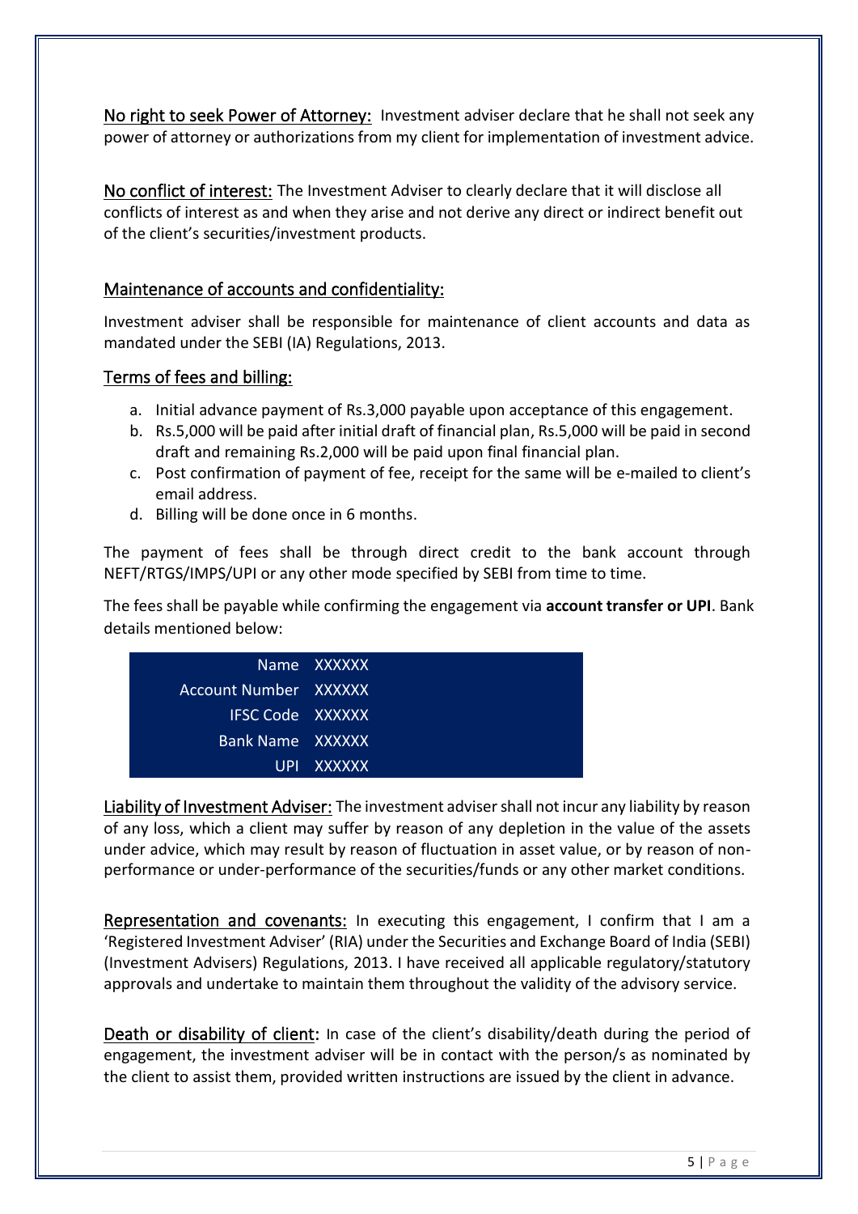No right to seek Power of Attorney: Investment adviser declare that he shall not seek any power of attorney or authorizations from my client for implementation of investment advice.

No conflict of interest: The Investment Adviser to clearly declare that it will disclose all conflicts of interest as and when they arise and not derive any direct or indirect benefit out of the client's securities/investment products.

## Maintenance of accounts and confidentiality:

Investment adviser shall be responsible for maintenance of client accounts and data as mandated under the SEBI (IA) Regulations, 2013.

## Terms of fees and billing:

a. Initial advance payment of Rs.3,000 payable upon acceptance of this engagement.
b. Rs.5,000 will be paid after initial draft of financial plan, Rs.5,000 will be paid in second draft and remaining Rs.2,000 will be paid upon final financial plan.
c. Post confirmation of payment of fee, receipt for the same will be e-mailed to client's email address.
d. Billing will be done once in 6 months.

The payment of fees shall be through direct credit to the bank account through NEFT/RTGS/IMPS/UPI or any other mode specified by SEBI from time to time.

The fees shall be payable while confirming the engagement via **account transfer or UPI**. Bank details mentioned below:

| | |
|---|---|
| Name | XXXXXX |
| Account Number | XXXXXX |
| IFSC Code | XXXXXX |
| Bank Name | XXXXXX |
| UPI | XXXXXX |

Liability of Investment Adviser: The investment adviser shall not incur any liability by reason of any loss, which a client may suffer by reason of any depletion in the value of the assets under advice, which may result by reason of fluctuation in asset value, or by reason of non-performance or under-performance of the securities/funds or any other market conditions.

Representation and covenants: In executing this engagement, I confirm that I am a 'Registered Investment Adviser' (RIA) under the Securities and Exchange Board of India (SEBI) (Investment Advisers) Regulations, 2013. I have received all applicable regulatory/statutory approvals and undertake to maintain them throughout the validity of the advisory service.

Death or disability of client: In case of the client's disability/death during the period of engagement, the investment adviser will be in contact with the person/s as nominated by the client to assist them, provided written instructions are issued by the client in advance.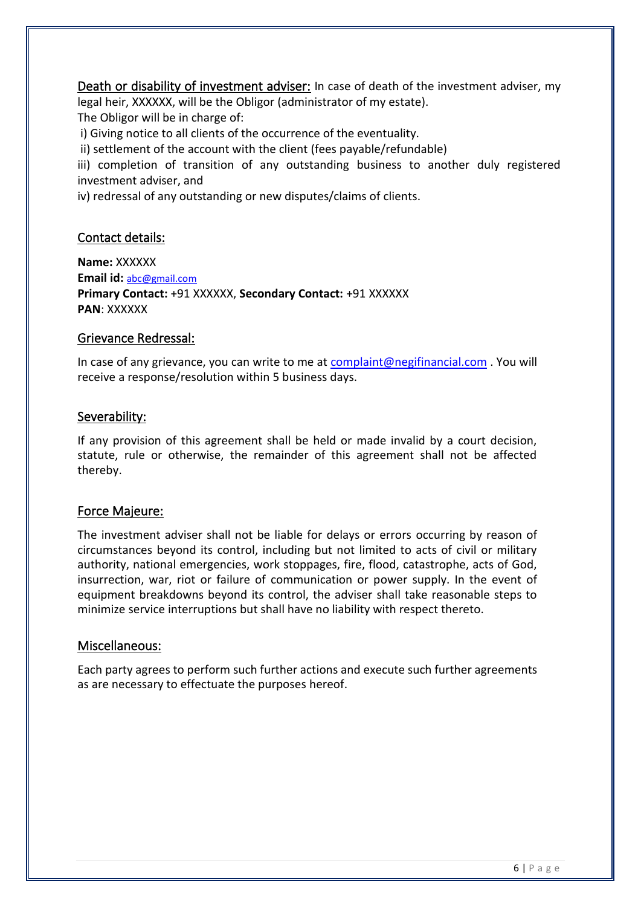## Death or disability of investment adviser:

In case of death of the investment adviser, my legal heir, XXXXXX, will be the Obligor (administrator of my estate).

The Obligor will be in charge of:

i) Giving notice to all clients of the occurrence of the eventuality.

ii) settlement of the account with the client (fees payable/refundable)

iii) completion of transition of any outstanding business to another duly registered investment adviser, and

iv) redressal of any outstanding or new disputes/claims of clients.

## Contact details:

**Name:** XXXXXX
**Email id:** abc@gmail.com
**Primary Contact:** +91 XXXXXX, **Secondary Contact:** +91 XXXXXX
**PAN**: XXXXXX

## Grievance Redressal:

In case of any grievance, you can write to me at complaint@negifinancial.com . You will receive a response/resolution within 5 business days.

## Severability:

If any provision of this agreement shall be held or made invalid by a court decision, statute, rule or otherwise, the remainder of this agreement shall not be affected thereby.

## Force Majeure:

The investment adviser shall not be liable for delays or errors occurring by reason of circumstances beyond its control, including but not limited to acts of civil or military authority, national emergencies, work stoppages, fire, flood, catastrophe, acts of God, insurrection, war, riot or failure of communication or power supply. In the event of equipment breakdowns beyond its control, the adviser shall take reasonable steps to minimize service interruptions but shall have no liability with respect thereto.

## Miscellaneous:

Each party agrees to perform such further actions and execute such further agreements as are necessary to effectuate the purposes hereof.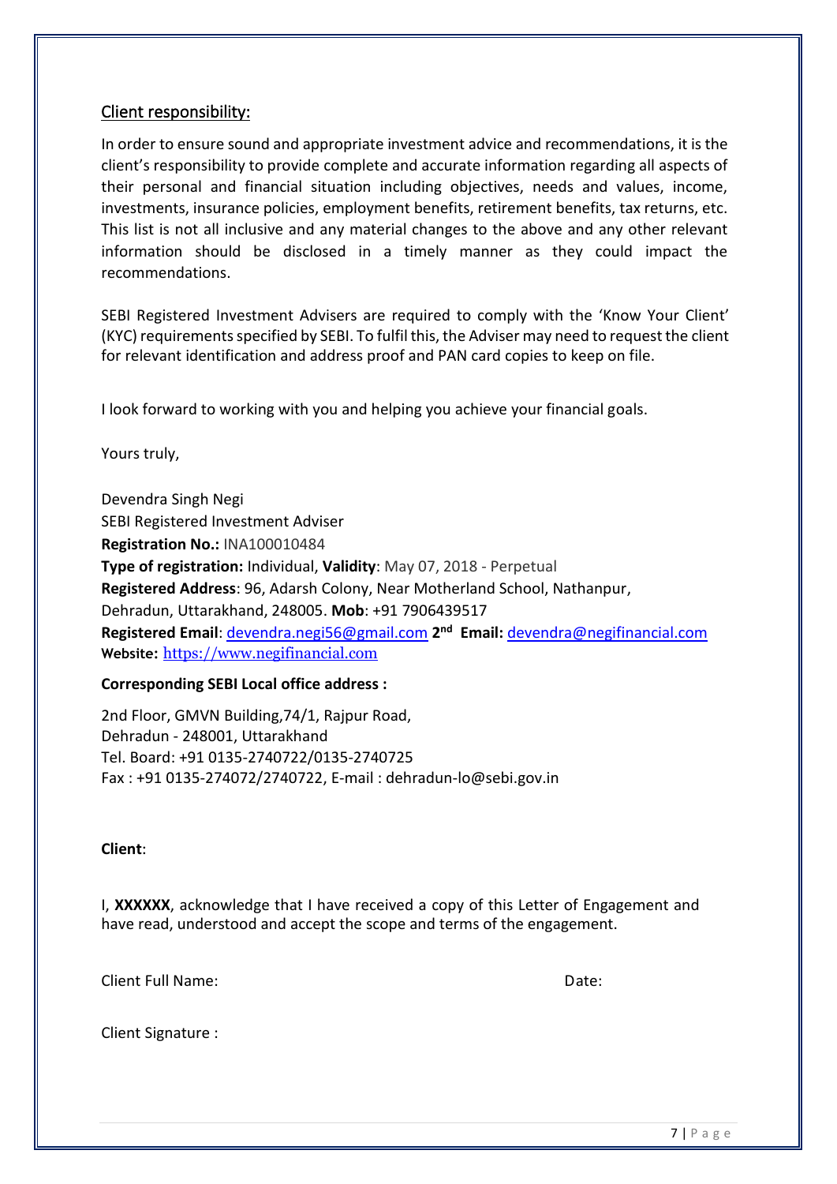## Client responsibility:

In order to ensure sound and appropriate investment advice and recommendations, it is the client's responsibility to provide complete and accurate information regarding all aspects of their personal and financial situation including objectives, needs and values, income, investments, insurance policies, employment benefits, retirement benefits, tax returns, etc. This list is not all inclusive and any material changes to the above and any other relevant information should be disclosed in a timely manner as they could impact the recommendations.

SEBI Registered Investment Advisers are required to comply with the 'Know Your Client' (KYC) requirements specified by SEBI. To fulfil this, the Adviser may need to request the client for relevant identification and address proof and PAN card copies to keep on file.

I look forward to working with you and helping you achieve your financial goals.

Yours truly,

Devendra Singh Negi
SEBI Registered Investment Adviser
**Registration No.:** INA100010484
**Type of registration:** Individual, **Validity**: May 07, 2018 - Perpetual
**Registered Address**: 96, Adarsh Colony, Near Motherland School, Nathanpur, Dehradun, Uttarakhand, 248005. **Mob**: +91 7906439517
**Registered Email**: devendra.negi56@gmail.com **2nd Email:** devendra@negifinancial.com
**Website:** https://www.negifinancial.com

**Corresponding SEBI Local office address :**

2nd Floor, GMVN Building,74/1, Rajpur Road,
Dehradun - 248001, Uttarakhand
Tel. Board: +91 0135-2740722/0135-2740725
Fax : +91 0135-274072/2740722, E-mail : dehradun-lo@sebi.gov.in

**Client**:

I, **XXXXXX**, acknowledge that I have received a copy of this Letter of Engagement and have read, understood and accept the scope and terms of the engagement.

Client Full Name: Date:

Client Signature :